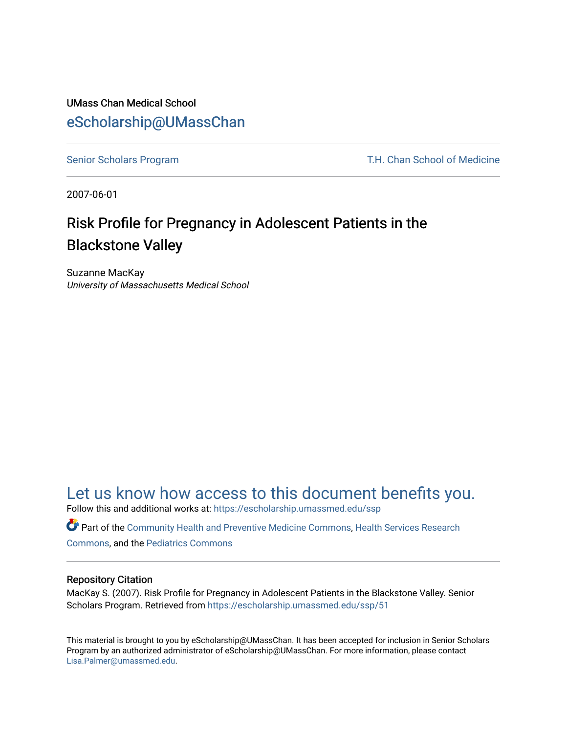UMass Chan Medical School

eScholarship@UMassChan

Senior Scholars Program | T.H. Chan School of Medicine

2007-06-01

# Risk Profile for Pregnancy in Adolescent Patients in the Blackstone Valley

Suzanne MacKay

*University of Massachusetts Medical School*

## Let us know how access to this document benefits you.

Follow this and additional works at: https://escholarship.umassmed.edu/ssp

Part of the Community Health and Preventive Medicine Commons, Health Services Research Commons, and the Pediatrics Commons

### Repository Citation

MacKay S. (2007). Risk Profile for Pregnancy in Adolescent Patients in the Blackstone Valley. Senior Scholars Program. Retrieved from https://escholarship.umassmed.edu/ssp/51

This material is brought to you by eScholarship@UMassChan. It has been accepted for inclusion in Senior Scholars Program by an authorized administrator of eScholarship@UMassChan. For more information, please contact Lisa.Palmer@umassmed.edu.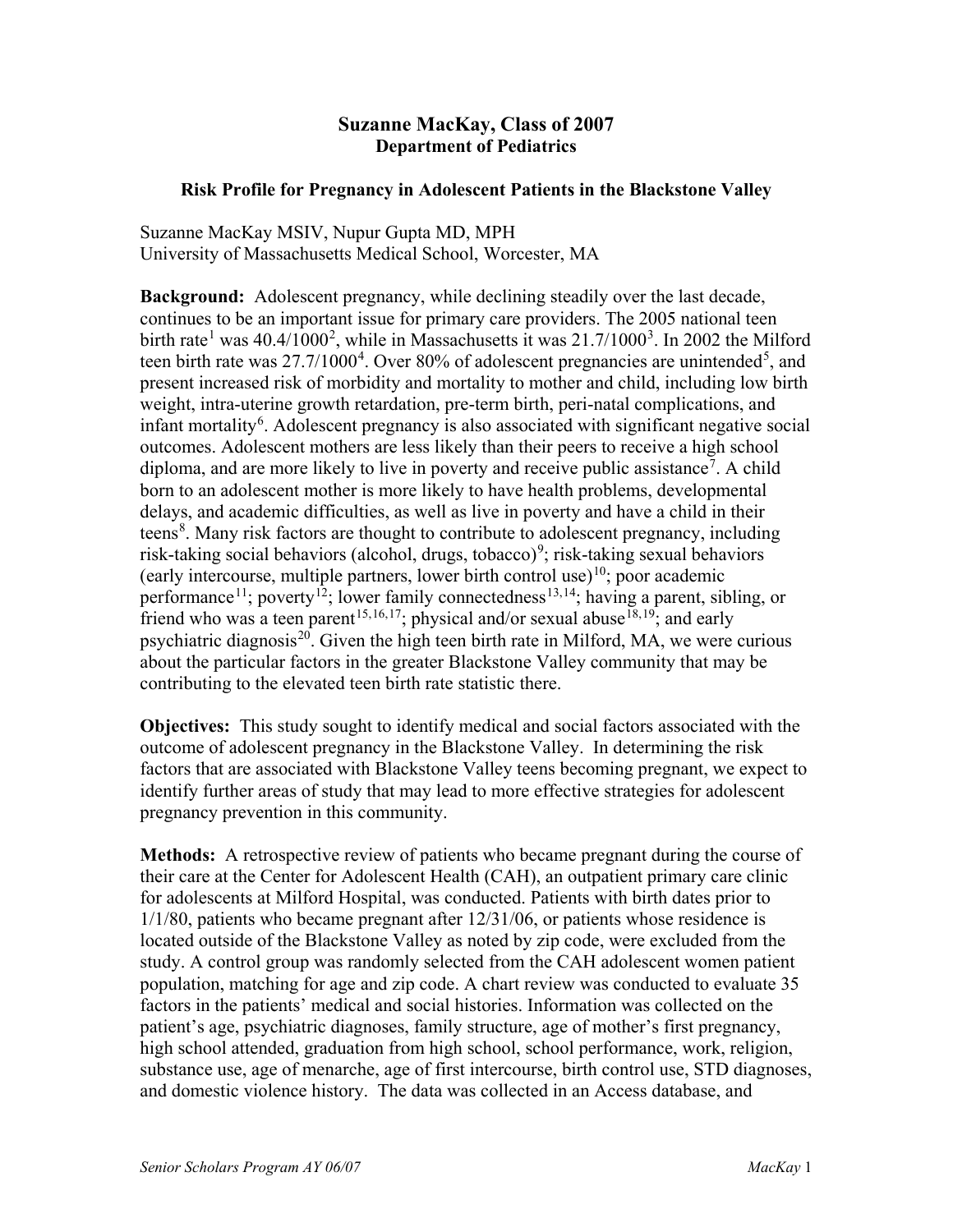## Suzanne MacKay, Class of 2007
## Department of Pediatrics

### Risk Profile for Pregnancy in Adolescent Patients in the Blackstone Valley

Suzanne MacKay MSIV, Nupur Gupta MD, MPH
University of Massachusetts Medical School, Worcester, MA

**Background:** Adolescent pregnancy, while declining steadily over the last decade, continues to be an important issue for primary care providers. The 2005 national teen birth rate[1] was 40.4/1000[2], while in Massachusetts it was 21.7/1000[3]. In 2002 the Milford teen birth rate was 27.7/1000[4]. Over 80% of adolescent pregnancies are unintended[5], and present increased risk of morbidity and mortality to mother and child, including low birth weight, intra-uterine growth retardation, pre-term birth, peri-natal complications, and infant mortality[6]. Adolescent pregnancy is also associated with significant negative social outcomes. Adolescent mothers are less likely than their peers to receive a high school diploma, and are more likely to live in poverty and receive public assistance[7]. A child born to an adolescent mother is more likely to have health problems, developmental delays, and academic difficulties, as well as live in poverty and have a child in their teens[8]. Many risk factors are thought to contribute to adolescent pregnancy, including risk-taking social behaviors (alcohol, drugs, tobacco)[9]; risk-taking sexual behaviors (early intercourse, multiple partners, lower birth control use)[10]; poor academic performance[11]; poverty[12]; lower family connectedness[13,14]; having a parent, sibling, or friend who was a teen parent[15,16,17]; physical and/or sexual abuse[18,19]; and early psychiatric diagnosis[20]. Given the high teen birth rate in Milford, MA, we were curious about the particular factors in the greater Blackstone Valley community that may be contributing to the elevated teen birth rate statistic there.

**Objectives:** This study sought to identify medical and social factors associated with the outcome of adolescent pregnancy in the Blackstone Valley. In determining the risk factors that are associated with Blackstone Valley teens becoming pregnant, we expect to identify further areas of study that may lead to more effective strategies for adolescent pregnancy prevention in this community.

**Methods:** A retrospective review of patients who became pregnant during the course of their care at the Center for Adolescent Health (CAH), an outpatient primary care clinic for adolescents at Milford Hospital, was conducted. Patients with birth dates prior to 1/1/80, patients who became pregnant after 12/31/06, or patients whose residence is located outside of the Blackstone Valley as noted by zip code, were excluded from the study. A control group was randomly selected from the CAH adolescent women patient population, matching for age and zip code. A chart review was conducted to evaluate 35 factors in the patients' medical and social histories. Information was collected on the patient's age, psychiatric diagnoses, family structure, age of mother's first pregnancy, high school attended, graduation from high school, school performance, work, religion, substance use, age of menarche, age of first intercourse, birth control use, STD diagnoses, and domestic violence history. The data was collected in an Access database, and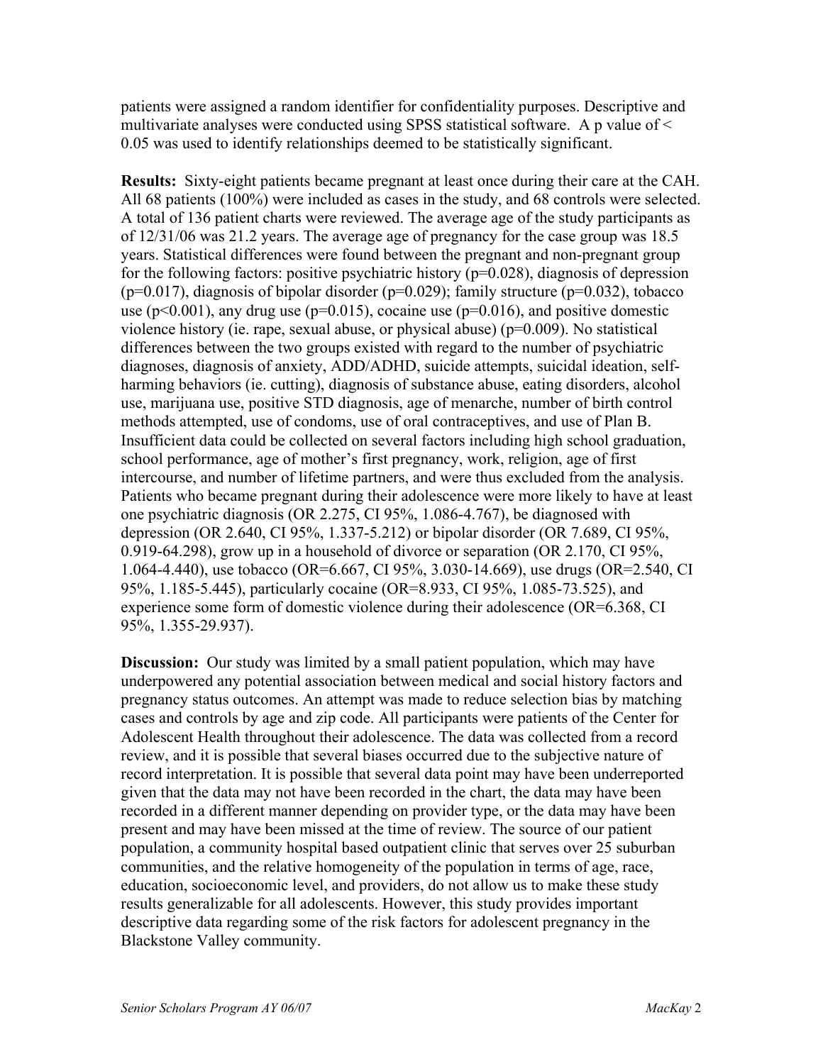patients were assigned a random identifier for confidentiality purposes. Descriptive and multivariate analyses were conducted using SPSS statistical software. A p value of < 0.05 was used to identify relationships deemed to be statistically significant.

**Results:** Sixty-eight patients became pregnant at least once during their care at the CAH. All 68 patients (100%) were included as cases in the study, and 68 controls were selected. A total of 136 patient charts were reviewed. The average age of the study participants as of 12/31/06 was 21.2 years. The average age of pregnancy for the case group was 18.5 years. Statistical differences were found between the pregnant and non-pregnant group for the following factors: positive psychiatric history ($p=0.028$), diagnosis of depression ($p=0.017$), diagnosis of bipolar disorder ($p=0.029$); family structure ($p=0.032$), tobacco use ($p<0.001$), any drug use ($p=0.015$), cocaine use ($p=0.016$), and positive domestic violence history (ie. rape, sexual abuse, or physical abuse) ($p=0.009$). No statistical differences between the two groups existed with regard to the number of psychiatric diagnoses, diagnosis of anxiety, ADD/ADHD, suicide attempts, suicidal ideation, self-harming behaviors (ie. cutting), diagnosis of substance abuse, eating disorders, alcohol use, marijuana use, positive STD diagnosis, age of menarche, number of birth control methods attempted, use of condoms, use of oral contraceptives, and use of Plan B. Insufficient data could be collected on several factors including high school graduation, school performance, age of mother's first pregnancy, work, religion, age of first intercourse, and number of lifetime partners, and were thus excluded from the analysis. Patients who became pregnant during their adolescence were more likely to have at least one psychiatric diagnosis (OR 2.275, CI 95%, 1.086-4.767), be diagnosed with depression (OR 2.640, CI 95%, 1.337-5.212) or bipolar disorder (OR 7.689, CI 95%, 0.919-64.298), grow up in a household of divorce or separation (OR 2.170, CI 95%, 1.064-4.440), use tobacco (OR=6.667, CI 95%, 3.030-14.669), use drugs (OR=2.540, CI 95%, 1.185-5.445), particularly cocaine (OR=8.933, CI 95%, 1.085-73.525), and experience some form of domestic violence during their adolescence (OR=6.368, CI 95%, 1.355-29.937).

**Discussion:** Our study was limited by a small patient population, which may have underpowered any potential association between medical and social history factors and pregnancy status outcomes. An attempt was made to reduce selection bias by matching cases and controls by age and zip code. All participants were patients of the Center for Adolescent Health throughout their adolescence. The data was collected from a record review, and it is possible that several biases occurred due to the subjective nature of record interpretation. It is possible that several data point may have been underreported given that the data may not have been recorded in the chart, the data may have been recorded in a different manner depending on provider type, or the data may have been present and may have been missed at the time of review. The source of our patient population, a community hospital based outpatient clinic that serves over 25 suburban communities, and the relative homogeneity of the population in terms of age, race, education, socioeconomic level, and providers, do not allow us to make these study results generalizable for all adolescents. However, this study provides important descriptive data regarding some of the risk factors for adolescent pregnancy in the Blackstone Valley community.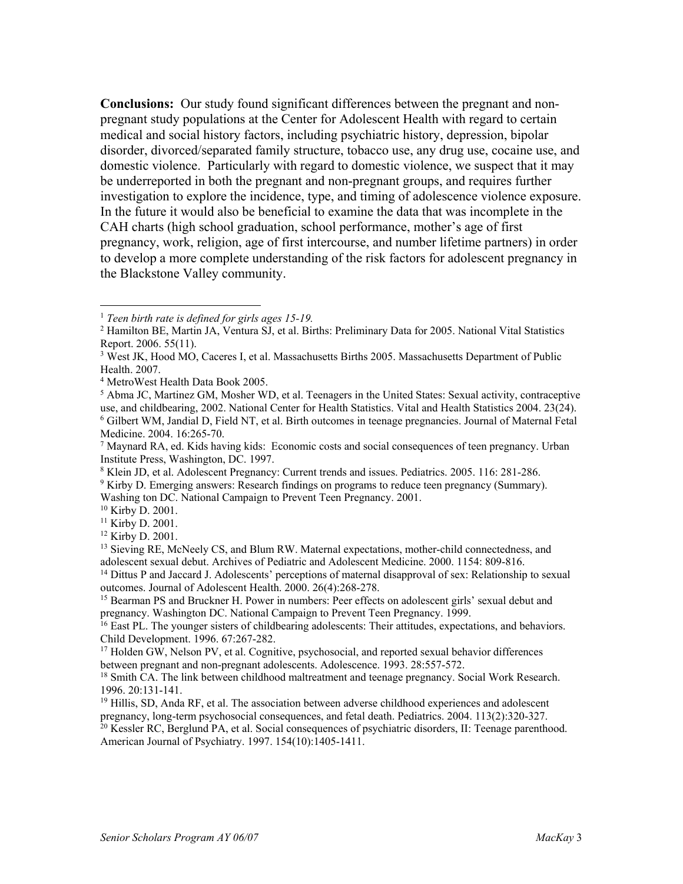**Conclusions:** Our study found significant differences between the pregnant and non-pregnant study populations at the Center for Adolescent Health with regard to certain medical and social history factors, including psychiatric history, depression, bipolar disorder, divorced/separated family structure, tobacco use, any drug use, cocaine use, and domestic violence. Particularly with regard to domestic violence, we suspect that it may be underreported in both the pregnant and non-pregnant groups, and requires further investigation to explore the incidence, type, and timing of adolescence violence exposure. In the future it would also be beneficial to examine the data that was incomplete in the CAH charts (high school graduation, school performance, mother's age of first pregnancy, work, religion, age of first intercourse, and number lifetime partners) in order to develop a more complete understanding of the risk factors for adolescent pregnancy in the Blackstone Valley community.

---

[1] *Teen birth rate is defined for girls ages 15-19.*
[2] Hamilton BE, Martin JA, Ventura SJ, et al. Births: Preliminary Data for 2005. National Vital Statistics Report. 2006. 55(11).
[3] West JK, Hood MO, Caceres I, et al. Massachusetts Births 2005. Massachusetts Department of Public Health. 2007.
[4] MetroWest Health Data Book 2005.
[5] Abma JC, Martinez GM, Mosher WD, et al. Teenagers in the United States: Sexual activity, contraceptive use, and childbearing, 2002. National Center for Health Statistics. Vital and Health Statistics 2004. 23(24).
[6] Gilbert WM, Jandial D, Field NT, et al. Birth outcomes in teenage pregnancies. Journal of Maternal Fetal Medicine. 2004. 16:265-70.
[7] Maynard RA, ed. Kids having kids: Economic costs and social consequences of teen pregnancy. Urban Institute Press, Washington, DC. 1997.
[8] Klein JD, et al. Adolescent Pregnancy: Current trends and issues. Pediatrics. 2005. 116: 281-286.
[9] Kirby D. Emerging answers: Research findings on programs to reduce teen pregnancy (Summary). Washing ton DC. National Campaign to Prevent Teen Pregnancy. 2001.
[10] Kirby D. 2001.
[11] Kirby D. 2001.
[12] Kirby D. 2001.
[13] Sieving RE, McNeely CS, and Blum RW. Maternal expectations, mother-child connectedness, and adolescent sexual debut. Archives of Pediatric and Adolescent Medicine. 2000. 1154: 809-816.
[14] Dittus P and Jaccard J. Adolescents' perceptions of maternal disapproval of sex: Relationship to sexual outcomes. Journal of Adolescent Health. 2000. 26(4):268-278.
[15] Bearman PS and Bruckner H. Power in numbers: Peer effects on adolescent girls' sexual debut and pregnancy. Washington DC. National Campaign to Prevent Teen Pregnancy. 1999.
[16] East PL. The younger sisters of childbearing adolescents: Their attitudes, expectations, and behaviors. Child Development. 1996. 67:267-282.
[17] Holden GW, Nelson PV, et al. Cognitive, psychosocial, and reported sexual behavior differences between pregnant and non-pregnant adolescents. Adolescence. 1993. 28:557-572.
[18] Smith CA. The link between childhood maltreatment and teenage pregnancy. Social Work Research. 1996. 20:131-141.
[19] Hillis, SD, Anda RF, et al. The association between adverse childhood experiences and adolescent pregnancy, long-term psychosocial consequences, and fetal death. Pediatrics. 2004. 113(2):320-327.
[20] Kessler RC, Berglund PA, et al. Social consequences of psychiatric disorders, II: Teenage parenthood. American Journal of Psychiatry. 1997. 154(10):1405-1411.